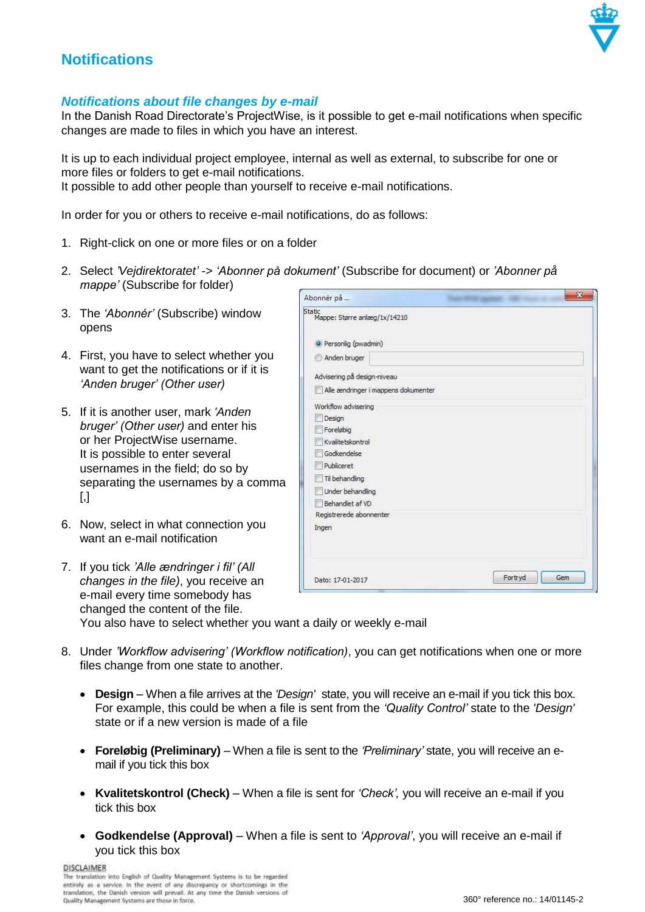# Notifications

## *Notifications about file changes by e-mail*

In the Danish Road Directorate's ProjectWise, is it possible to get e-mail notifications when specific changes are made to files in which you have an interest.

It is up to each individual project employee, internal as well as external, to subscribe for one or more files or folders to get e-mail notifications.
It possible to add other people than yourself to receive e-mail notifications.

In order for you or others to receive e-mail notifications, do as follows:

1. Right-click on one or more files or on a folder
2. Select *'Vejdirektoratet'* -> *'Abonner på dokument'* (Subscribe for document) or *'Abonner på mappe'* (Subscribe for folder)
3. The *'Abonnér'* (Subscribe) window opens
4. First, you have to select whether you want to get the notifications or if it is *'Anden bruger' (Other user)*
5. If it is another user, mark *'Anden bruger' (Other user)* and enter his or her ProjectWise username.
   It is possible to enter several usernames in the field; do so by separating the usernames by a comma [,]
6. Now, select in what connection you want an e-mail notification
7. If you tick *'Alle ændringer i fil' (All changes in the file)*, you receive an e-mail every time somebody has changed the content of the file.
   You also have to select whether you want a daily or weekly e-mail
8. Under *'Workflow advisering' (Workflow notification)*, you can get notifications when one or more files change from one state to another.
   - **Design** – When a file arrives at the *'Design'* state, you will receive an e-mail if you tick this box. For example, this could be when a file is sent from the *'Quality Control'* state to the *'Design'* state or if a new version is made of a file
   - **Foreløbig (Preliminary)** – When a file is sent to the *'Preliminary'* state, you will receive an e-mail if you tick this box
   - **Kvalitetskontrol (Check)** – When a file is sent for *'Check'*, you will receive an e-mail if you tick this box
   - **Godkendelse (Approval)** – When a file is sent to *'Approval'*, you will receive an e-mail if you tick this box

DISCLAIMER
The translation into English of Quality Management Systems is to be regarded entirely as a service. In the event of any discrepancy or shortcomings in the translation, the Danish version will prevail. At any time the Danish versions of Quality Management Systems are those in force.

360° reference no.: 14/01145-2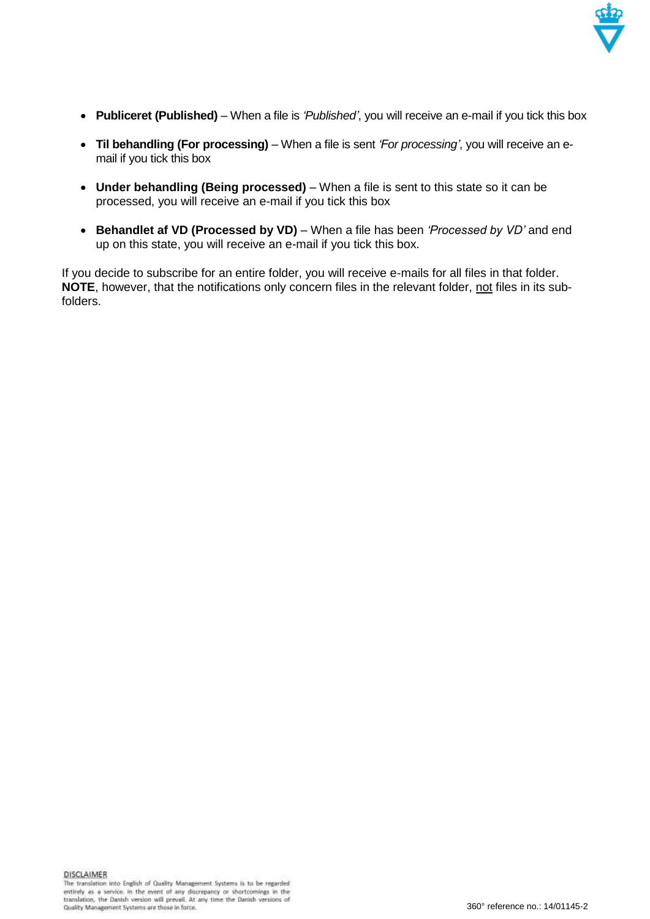- **Publiceret (Published)** – When a file is *'Published'*, you will receive an e-mail if you tick this box

- **Til behandling (For processing)** – When a file is sent *'For processing'*, you will receive an e-mail if you tick this box

- **Under behandling (Being processed)** – When a file is sent to this state so it can be processed, you will receive an e-mail if you tick this box

- **Behandlet af VD (Processed by VD)** – When a file has been *'Processed by VD'* and end up on this state, you will receive an e-mail if you tick this box.

If you decide to subscribe for an entire folder, you will receive e-mails for all files in that folder. **NOTE**, however, that the notifications only concern files in the relevant folder, <u>not</u> files in its sub-folders.

DISCLAIMER
The translation into English of Quality Management Systems is to be regarded entirely as a service. In the event of any discrepancy or shortcomings in the translation, the Danish version will prevail. At any time the Danish versions of Quality Management Systems are those in force.

360° reference no.: 14/01145-2